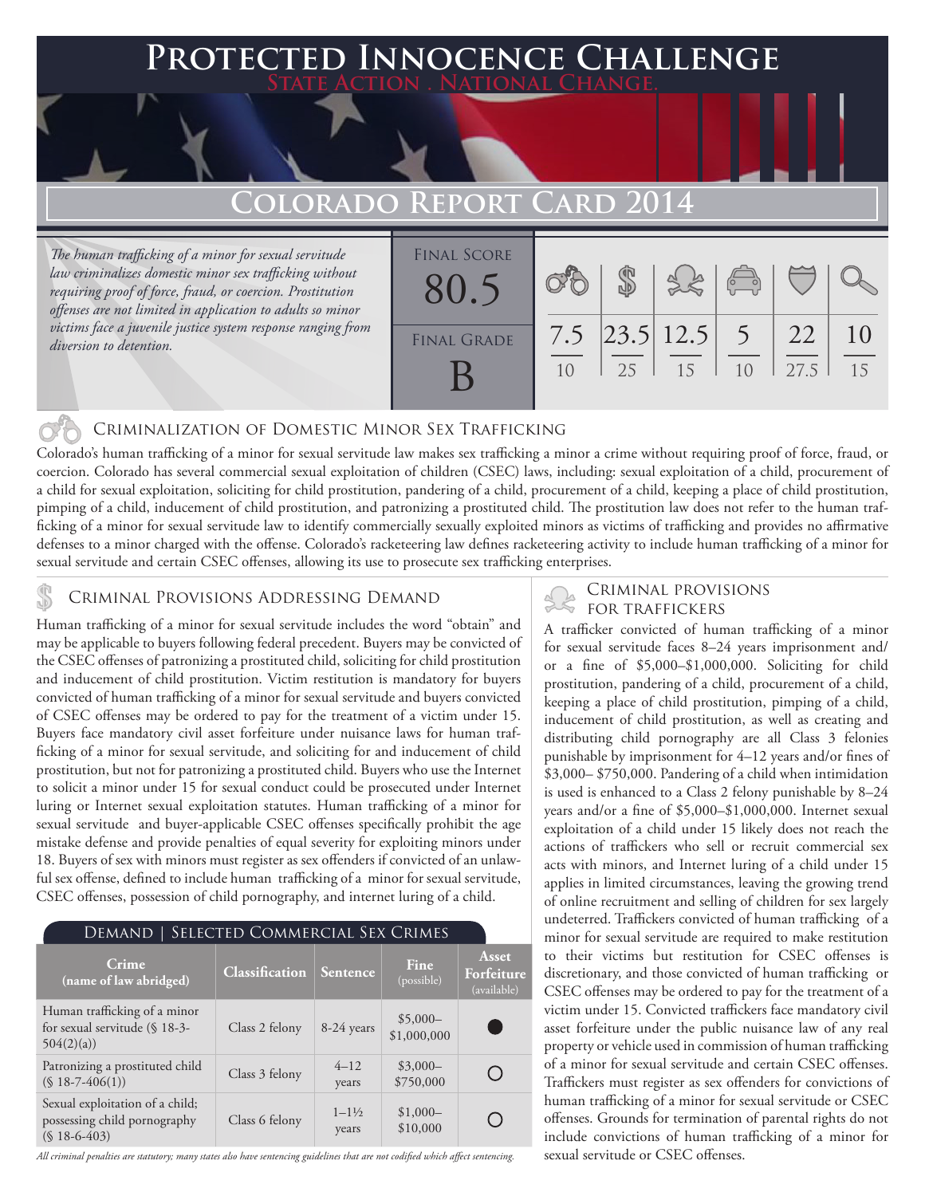# Protected Innocence Challenge

State Action . National Change.

## Colorado Report Card 2014

*The human trafficking of a minor for sexual servitude law criminalizes domestic minor sex trafficking without requiring proof of force, fraud, or coercion. Prostitution offenses are not limited in application to adults so minor victims face a juvenile justice system response ranging from diversion to detention.*

| Final Score | | | | | | |
|---|---|---|---|---|---|---|
| 80.5 | 7.5 / 10 | 23.5 / 25 | 12.5 / 15 | 5 / 10 | 22 / 27.5 | 10 / 15 |
| **Final Grade** | | | | | | |
| B | | | | | | |

### Criminalization of Domestic Minor Sex Trafficking

Colorado's human trafficking of a minor for sexual servitude law makes sex trafficking a minor a crime without requiring proof of force, fraud, or coercion. Colorado has several commercial sexual exploitation of children (CSEC) laws, including: sexual exploitation of a child, procurement of a child for sexual exploitation, soliciting for child prostitution, pandering of a child, procurement of a child, keeping a place of child prostitution, pimping of a child, inducement of child prostitution, and patronizing a prostituted child. The prostitution law does not refer to the human trafficking of a minor for sexual servitude law to identify commercially sexually exploited minors as victims of trafficking and provides no affirmative defenses to a minor charged with the offense. Colorado's racketeering law defines racketeering activity to include human trafficking of a minor for sexual servitude and certain CSEC offenses, allowing its use to prosecute sex trafficking enterprises.

### Criminal Provisions Addressing Demand

Human trafficking of a minor for sexual servitude includes the word "obtain" and may be applicable to buyers following federal precedent. Buyers may be convicted of the CSEC offenses of patronizing a prostituted child, soliciting for child prostitution and inducement of child prostitution. Victim restitution is mandatory for buyers convicted of human trafficking of a minor for sexual servitude and buyers convicted of CSEC offenses may be ordered to pay for the treatment of a victim under 15. Buyers face mandatory civil asset forfeiture under nuisance laws for human trafficking of a minor for sexual servitude, and soliciting for and inducement of child prostitution, but not for patronizing a prostituted child. Buyers who use the Internet to solicit a minor under 15 for sexual conduct could be prosecuted under Internet luring or Internet sexual exploitation statutes. Human trafficking of a minor for sexual servitude and buyer-applicable CSEC offenses specifically prohibit the age mistake defense and provide penalties of equal severity for exploiting minors under 18. Buyers of sex with minors must register as sex offenders if convicted of an unlawful sex offense, defined to include human trafficking of a minor for sexual servitude, CSEC offenses, possession of child pornography, and internet luring of a child.

#### Demand | Selected Commercial Sex Crimes

| Crime (name of law abridged) | Classification | Sentence | Fine (possible) | Asset Forfeiture (available) |
|---|---|---|---|---|
| Human trafficking of a minor for sexual servitude (§ 18-3-504(2)(a)) | Class 2 felony | 8-24 years | $5,000–$1,000,000 | ● |
| Patronizing a prostituted child (§ 18-7-406(1)) | Class 3 felony | 4–12 years | $3,000–$750,000 | ○ |
| Sexual exploitation of a child; possessing child pornography (§ 18-6-403) | Class 6 felony | 1–1½ years | $1,000–$10,000 | ○ |

*All criminal penalties are statutory; many states also have sentencing guidelines that are not codified which affect sentencing.*

### Criminal Provisions for Traffickers

A trafficker convicted of human trafficking of a minor for sexual servitude faces 8–24 years imprisonment and/or a fine of $5,000–$1,000,000. Soliciting for child prostitution, pandering of a child, procurement of a child, keeping a place of child prostitution, pimping of a child, inducement of child prostitution, as well as creating and distributing child pornography are all Class 3 felonies punishable by imprisonment for 4–12 years and/or fines of $3,000– $750,000. Pandering of a child when intimidation is used is enhanced to a Class 2 felony punishable by 8–24 years and/or a fine of $5,000–$1,000,000. Internet sexual exploitation of a child under 15 likely does not reach the actions of traffickers who sell or recruit commercial sex acts with minors, and Internet luring of a child under 15 applies in limited circumstances, leaving the growing trend of online recruitment and selling of children for sex largely undeterred. Traffickers convicted of human trafficking of a minor for sexual servitude are required to make restitution to their victims but restitution for CSEC offenses is discretionary, and those convicted of human trafficking or CSEC offenses may be ordered to pay for the treatment of a victim under 15. Convicted traffickers face mandatory civil asset forfeiture under the public nuisance law of any real property or vehicle used in commission of human trafficking of a minor for sexual servitude and certain CSEC offenses. Traffickers must register as sex offenders for convictions of human trafficking of a minor for sexual servitude or CSEC offenses. Grounds for termination of parental rights do not include convictions of human trafficking of a minor for sexual servitude or CSEC offenses.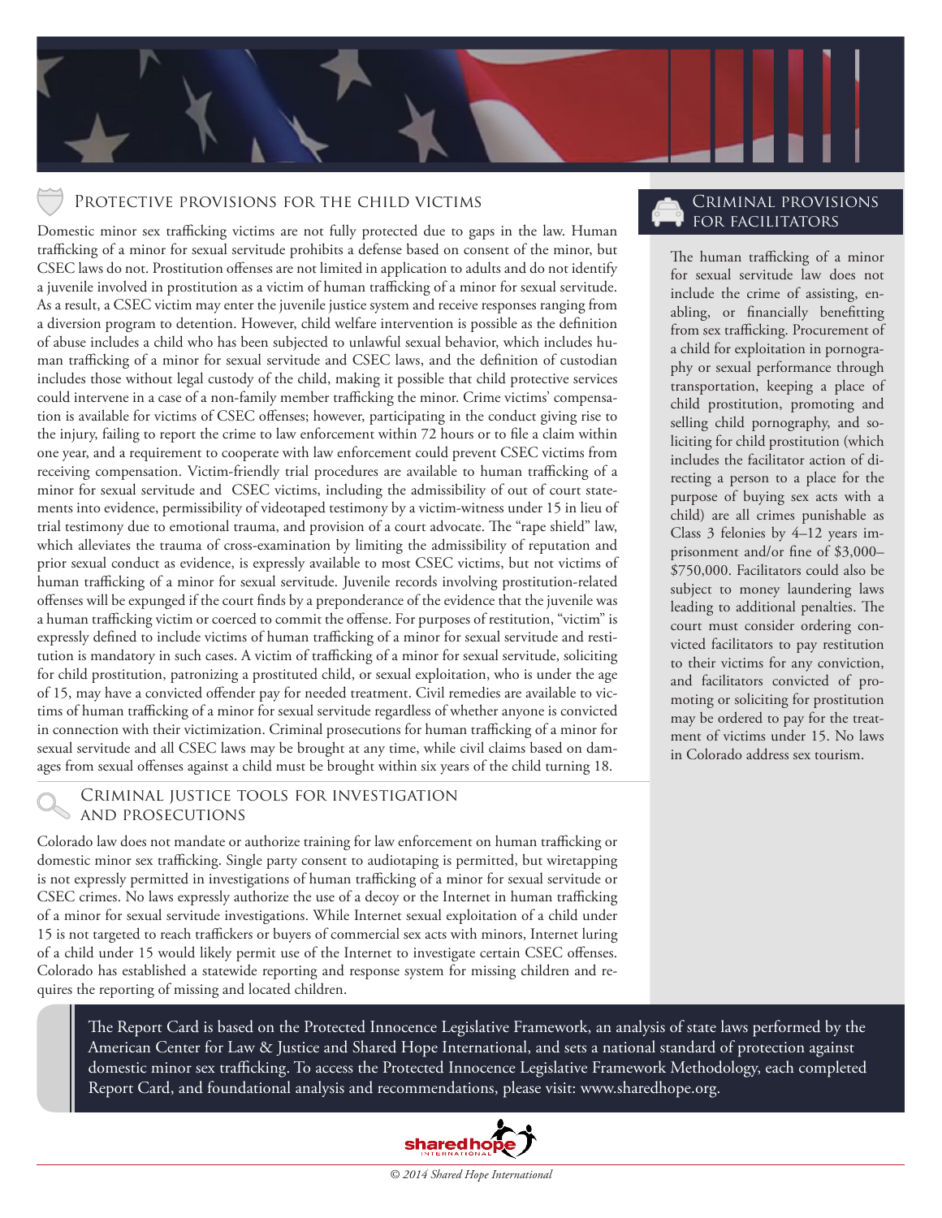## Protective provisions for the child victims

Domestic minor sex trafficking victims are not fully protected due to gaps in the law. Human trafficking of a minor for sexual servitude prohibits a defense based on consent of the minor, but CSEC laws do not. Prostitution offenses are not limited in application to adults and do not identify a juvenile involved in prostitution as a victim of human trafficking of a minor for sexual servitude. As a result, a CSEC victim may enter the juvenile justice system and receive responses ranging from a diversion program to detention. However, child welfare intervention is possible as the definition of abuse includes a child who has been subjected to unlawful sexual behavior, which includes human trafficking of a minor for sexual servitude and CSEC laws, and the definition of custodian includes those without legal custody of the child, making it possible that child protective services could intervene in a case of a non-family member trafficking the minor. Crime victims' compensation is available for victims of CSEC offenses; however, participating in the conduct giving rise to the injury, failing to report the crime to law enforcement within 72 hours or to file a claim within one year, and a requirement to cooperate with law enforcement could prevent CSEC victims from receiving compensation. Victim-friendly trial procedures are available to human trafficking of a minor for sexual servitude and CSEC victims, including the admissibility of out of court statements into evidence, permissibility of videotaped testimony by a victim-witness under 15 in lieu of trial testimony due to emotional trauma, and provision of a court advocate. The "rape shield" law, which alleviates the trauma of cross-examination by limiting the admissibility of reputation and prior sexual conduct as evidence, is expressly available to most CSEC victims, but not victims of human trafficking of a minor for sexual servitude. Juvenile records involving prostitution-related offenses will be expunged if the court finds by a preponderance of the evidence that the juvenile was a human trafficking victim or coerced to commit the offense. For purposes of restitution, "victim" is expressly defined to include victims of human trafficking of a minor for sexual servitude and restitution is mandatory in such cases. A victim of trafficking of a minor for sexual servitude, soliciting for child prostitution, patronizing a prostituted child, or sexual exploitation, who is under the age of 15, may have a convicted offender pay for needed treatment. Civil remedies are available to victims of human trafficking of a minor for sexual servitude regardless of whether anyone is convicted in connection with their victimization. Criminal prosecutions for human trafficking of a minor for sexual servitude and all CSEC laws may be brought at any time, while civil claims based on damages from sexual offenses against a child must be brought within six years of the child turning 18.

## Criminal justice tools for investigation and prosecutions

Colorado law does not mandate or authorize training for law enforcement on human trafficking or domestic minor sex trafficking. Single party consent to audiotaping is permitted, but wiretapping is not expressly permitted in investigations of human trafficking of a minor for sexual servitude or CSEC crimes. No laws expressly authorize the use of a decoy or the Internet in human trafficking of a minor for sexual servitude investigations. While Internet sexual exploitation of a child under 15 is not targeted to reach traffickers or buyers of commercial sex acts with minors, Internet luring of a child under 15 would likely permit use of the Internet to investigate certain CSEC offenses. Colorado has established a statewide reporting and response system for missing children and requires the reporting of missing and located children.

## Criminal provisions for facilitators

The human trafficking of a minor for sexual servitude law does not include the crime of assisting, enabling, or financially benefitting from sex trafficking. Procurement of a child for exploitation in pornography or sexual performance through transportation, keeping a place of child prostitution, promoting and selling child pornography, and soliciting for child prostitution (which includes the facilitator action of directing a person to a place for the purpose of buying sex acts with a child) are all crimes punishable as Class 3 felonies by 4–12 years imprisonment and/or fine of $3,000–$750,000. Facilitators could also be subject to money laundering laws leading to additional penalties. The court must consider ordering convicted facilitators to pay restitution to their victims for any conviction, and facilitators convicted of promoting or soliciting for prostitution may be ordered to pay for the treatment of victims under 15. No laws in Colorado address sex tourism.

The Report Card is based on the Protected Innocence Legislative Framework, an analysis of state laws performed by the American Center for Law & Justice and Shared Hope International, and sets a national standard of protection against domestic minor sex trafficking. To access the Protected Innocence Legislative Framework Methodology, each completed Report Card, and foundational analysis and recommendations, please visit: www.sharedhope.org.

*© 2014 Shared Hope International*